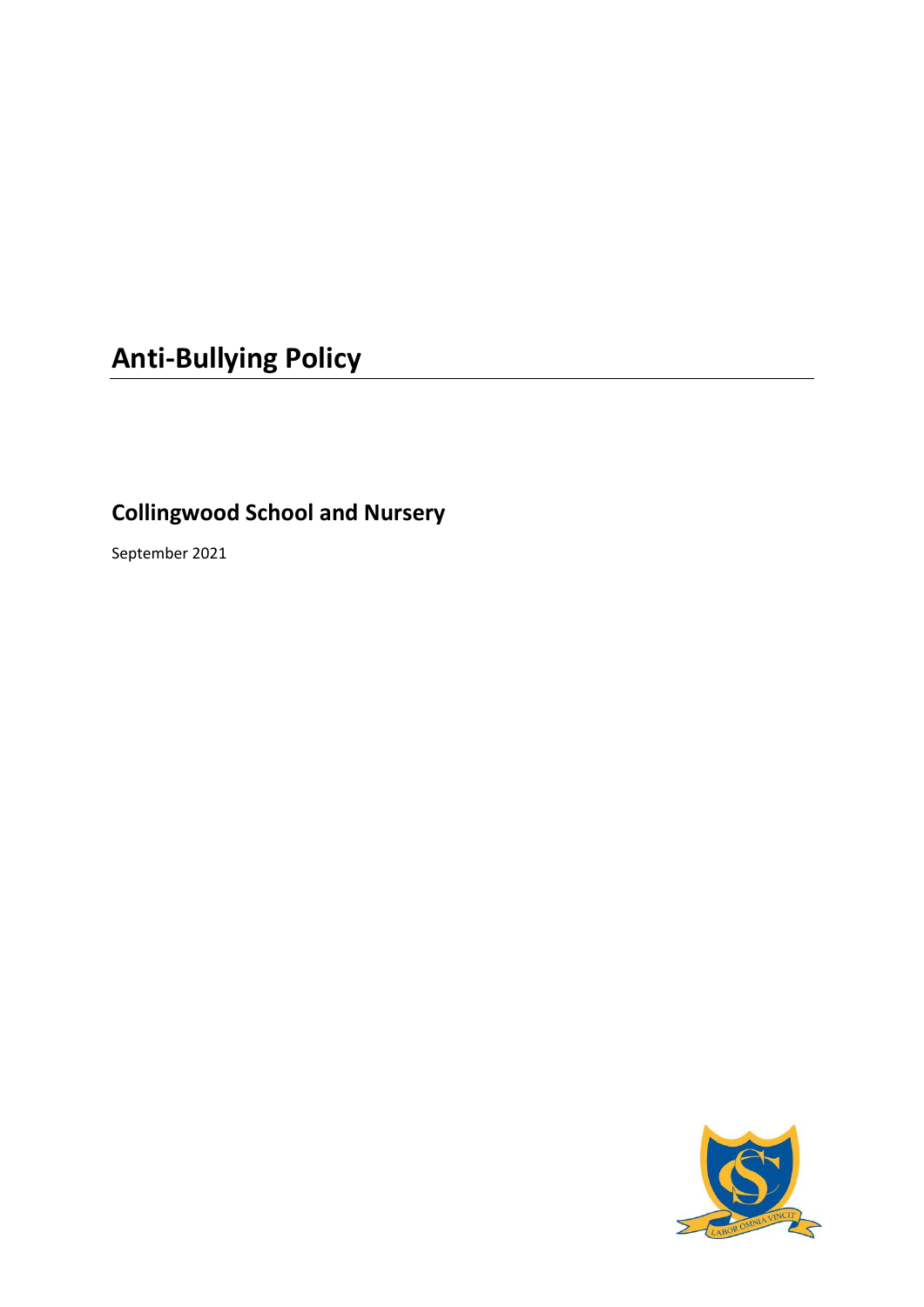# Anti-Bullying Policy

## Collingwood School and Nursery

September 2021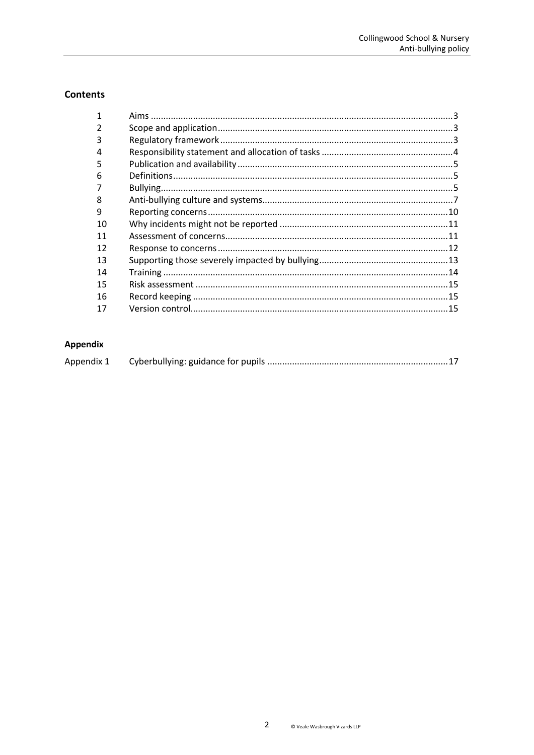## Contents

| | | |
|---|---|---|
| 1 | Aims | 3 |
| 2 | Scope and application | 3 |
| 3 | Regulatory framework | 3 |
| 4 | Responsibility statement and allocation of tasks | 4 |
| 5 | Publication and availability | 5 |
| 6 | Definitions | 5 |
| 7 | Bullying | 5 |
| 8 | Anti-bullying culture and systems | 7 |
| 9 | Reporting concerns | 10 |
| 10 | Why incidents might not be reported | 11 |
| 11 | Assessment of concerns | 11 |
| 12 | Response to concerns | 12 |
| 13 | Supporting those severely impacted by bullying | 13 |
| 14 | Training | 14 |
| 15 | Risk assessment | 15 |
| 16 | Record keeping | 15 |
| 17 | Version control | 15 |

## Appendix

| | | |
|---|---|---|
| Appendix 1 | Cyberbullying: guidance for pupils | 17 |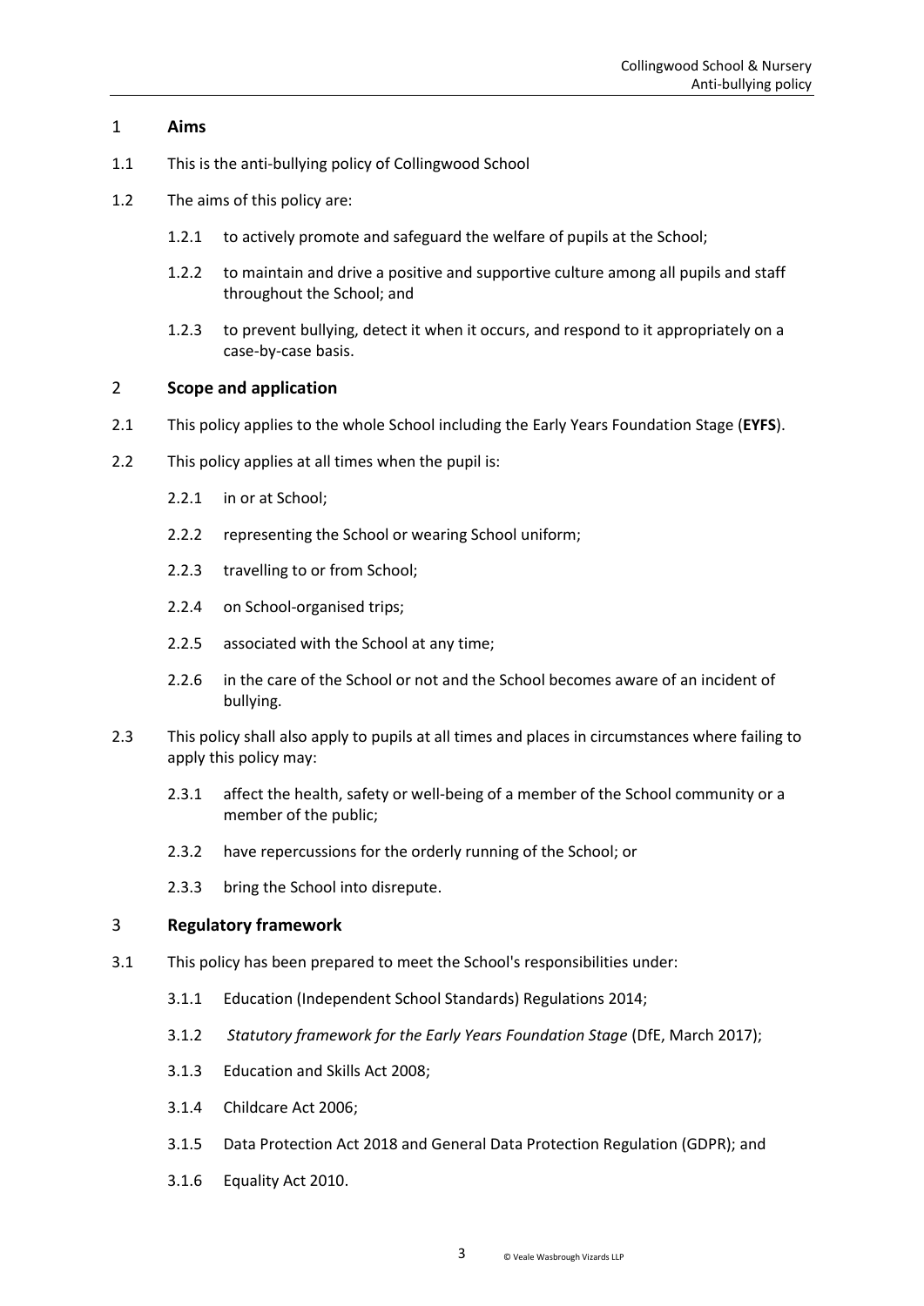## 1 Aims

1.1 This is the anti-bullying policy of Collingwood School

1.2 The aims of this policy are:

- 1.2.1 to actively promote and safeguard the welfare of pupils at the School;
- 1.2.2 to maintain and drive a positive and supportive culture among all pupils and staff throughout the School; and
- 1.2.3 to prevent bullying, detect it when it occurs, and respond to it appropriately on a case-by-case basis.

## 2 Scope and application

2.1 This policy applies to the whole School including the Early Years Foundation Stage (**EYFS**).

2.2 This policy applies at all times when the pupil is:

- 2.2.1 in or at School;
- 2.2.2 representing the School or wearing School uniform;
- 2.2.3 travelling to or from School;
- 2.2.4 on School-organised trips;
- 2.2.5 associated with the School at any time;
- 2.2.6 in the care of the School or not and the School becomes aware of an incident of bullying.

2.3 This policy shall also apply to pupils at all times and places in circumstances where failing to apply this policy may:

- 2.3.1 affect the health, safety or well-being of a member of the School community or a member of the public;
- 2.3.2 have repercussions for the orderly running of the School; or
- 2.3.3 bring the School into disrepute.

## 3 Regulatory framework

3.1 This policy has been prepared to meet the School's responsibilities under:

- 3.1.1 Education (Independent School Standards) Regulations 2014;
- 3.1.2 *Statutory framework for the Early Years Foundation Stage* (DfE, March 2017);
- 3.1.3 Education and Skills Act 2008;
- 3.1.4 Childcare Act 2006;
- 3.1.5 Data Protection Act 2018 and General Data Protection Regulation (GDPR); and
- 3.1.6 Equality Act 2010.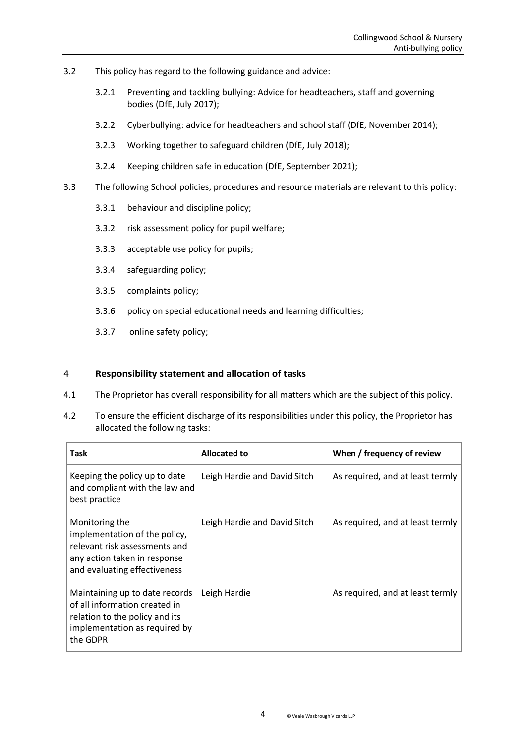3.2 This policy has regard to the following guidance and advice:

3.2.1 Preventing and tackling bullying: Advice for headteachers, staff and governing bodies (DfE, July 2017);

3.2.2 Cyberbullying: advice for headteachers and school staff (DfE, November 2014);

3.2.3 Working together to safeguard children (DfE, July 2018);

3.2.4 Keeping children safe in education (DfE, September 2021);

3.3 The following School policies, procedures and resource materials are relevant to this policy:

3.3.1 behaviour and discipline policy;

3.3.2 risk assessment policy for pupil welfare;

3.3.3 acceptable use policy for pupils;

3.3.4 safeguarding policy;

3.3.5 complaints policy;

3.3.6 policy on special educational needs and learning difficulties;

3.3.7 online safety policy;

## 4 Responsibility statement and allocation of tasks

4.1 The Proprietor has overall responsibility for all matters which are the subject of this policy.

4.2 To ensure the efficient discharge of its responsibilities under this policy, the Proprietor has allocated the following tasks:

| Task | Allocated to | When / frequency of review |
| --- | --- | --- |
| Keeping the policy up to date and compliant with the law and best practice | Leigh Hardie and David Sitch | As required, and at least termly |
| Monitoring the implementation of the policy, relevant risk assessments and any action taken in response and evaluating effectiveness | Leigh Hardie and David Sitch | As required, and at least termly |
| Maintaining up to date records of all information created in relation to the policy and its implementation as required by the GDPR | Leigh Hardie | As required, and at least termly |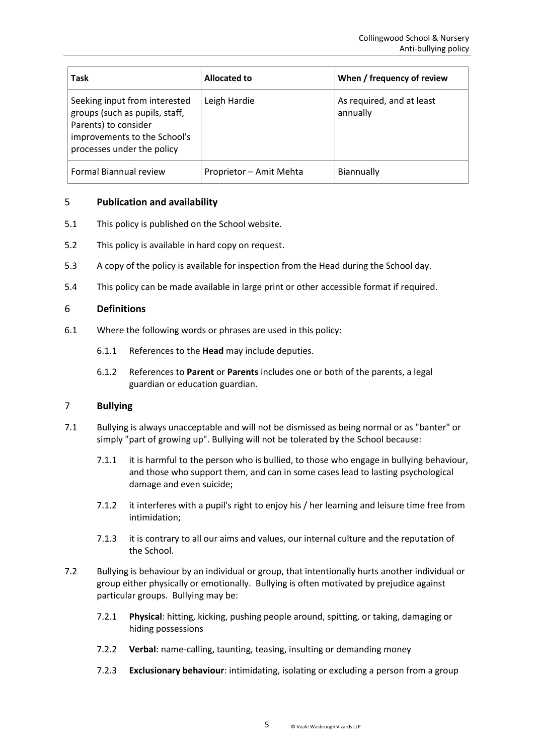| Task | Allocated to | When / frequency of review |
| --- | --- | --- |
| Seeking input from interested groups (such as pupils, staff, Parents) to consider improvements to the School's processes under the policy | Leigh Hardie | As required, and at least annually |
| Formal Biannual review | Proprietor – Amit Mehta | Biannually |

## 5 Publication and availability

5.1 This policy is published on the School website.

5.2 This policy is available in hard copy on request.

5.3 A copy of the policy is available for inspection from the Head during the School day.

5.4 This policy can be made available in large print or other accessible format if required.

## 6 Definitions

6.1 Where the following words or phrases are used in this policy:

6.1.1 References to the **Head** may include deputies.

6.1.2 References to **Parent** or **Parents** includes one or both of the parents, a legal guardian or education guardian.

## 7 Bullying

7.1 Bullying is always unacceptable and will not be dismissed as being normal or as "banter" or simply "part of growing up". Bullying will not be tolerated by the School because:

7.1.1 it is harmful to the person who is bullied, to those who engage in bullying behaviour, and those who support them, and can in some cases lead to lasting psychological damage and even suicide;

7.1.2 it interferes with a pupil's right to enjoy his / her learning and leisure time free from intimidation;

7.1.3 it is contrary to all our aims and values, our internal culture and the reputation of the School.

7.2 Bullying is behaviour by an individual or group, that intentionally hurts another individual or group either physically or emotionally. Bullying is often motivated by prejudice against particular groups. Bullying may be:

7.2.1 **Physical**: hitting, kicking, pushing people around, spitting, or taking, damaging or hiding possessions

7.2.2 **Verbal**: name-calling, taunting, teasing, insulting or demanding money

7.2.3 **Exclusionary behaviour**: intimidating, isolating or excluding a person from a group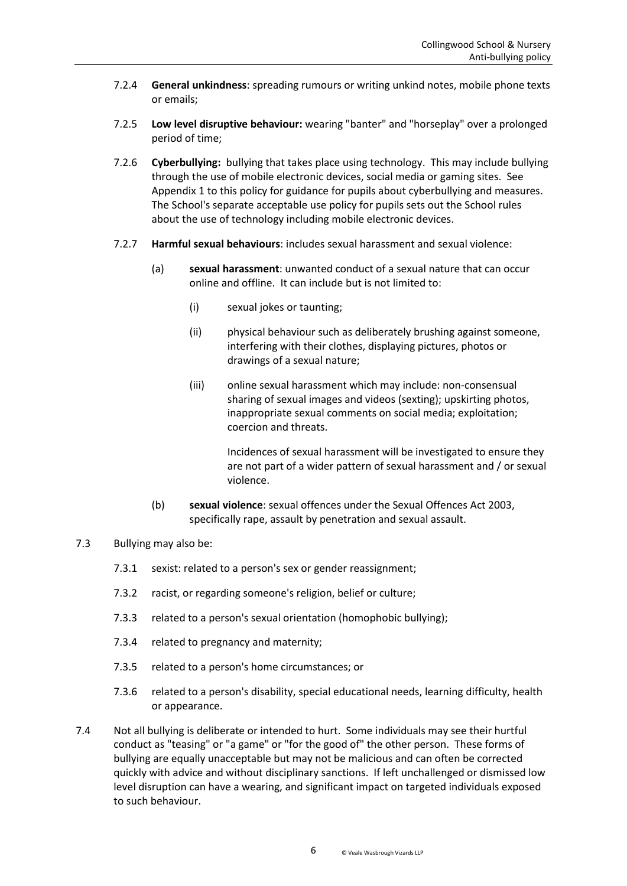7.2.4 **General unkindness**: spreading rumours or writing unkind notes, mobile phone texts or emails;

7.2.5 **Low level disruptive behaviour:** wearing "banter" and "horseplay" over a prolonged period of time;

7.2.6 **Cyberbullying:** bullying that takes place using technology. This may include bullying through the use of mobile electronic devices, social media or gaming sites. See Appendix 1 to this policy for guidance for pupils about cyberbullying and measures. The School's separate acceptable use policy for pupils sets out the School rules about the use of technology including mobile electronic devices.

7.2.7 **Harmful sexual behaviours**: includes sexual harassment and sexual violence:

(a) **sexual harassment**: unwanted conduct of a sexual nature that can occur online and offline. It can include but is not limited to:

(i) sexual jokes or taunting;

(ii) physical behaviour such as deliberately brushing against someone, interfering with their clothes, displaying pictures, photos or drawings of a sexual nature;

(iii) online sexual harassment which may include: non-consensual sharing of sexual images and videos (sexting); upskirting photos, inappropriate sexual comments on social media; exploitation; coercion and threats.

Incidences of sexual harassment will be investigated to ensure they are not part of a wider pattern of sexual harassment and / or sexual violence.

(b) **sexual violence**: sexual offences under the Sexual Offences Act 2003, specifically rape, assault by penetration and sexual assault.

7.3 Bullying may also be:

7.3.1 sexist: related to a person's sex or gender reassignment;

7.3.2 racist, or regarding someone's religion, belief or culture;

7.3.3 related to a person's sexual orientation (homophobic bullying);

7.3.4 related to pregnancy and maternity;

7.3.5 related to a person's home circumstances; or

7.3.6 related to a person's disability, special educational needs, learning difficulty, health or appearance.

7.4 Not all bullying is deliberate or intended to hurt. Some individuals may see their hurtful conduct as "teasing" or "a game" or "for the good of" the other person. These forms of bullying are equally unacceptable but may not be malicious and can often be corrected quickly with advice and without disciplinary sanctions. If left unchallenged or dismissed low level disruption can have a wearing, and significant impact on targeted individuals exposed to such behaviour.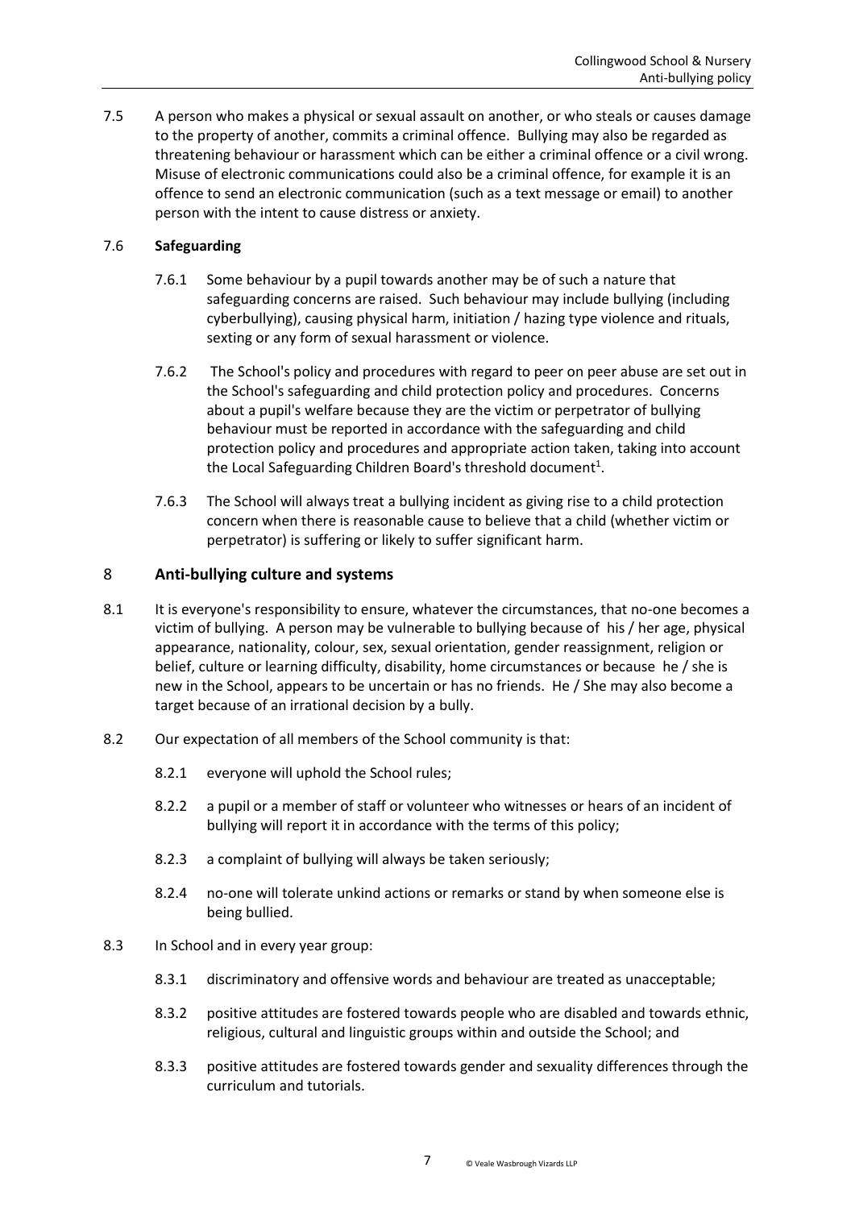7.5 A person who makes a physical or sexual assault on another, or who steals or causes damage to the property of another, commits a criminal offence. Bullying may also be regarded as threatening behaviour or harassment which can be either a criminal offence or a civil wrong. Misuse of electronic communications could also be a criminal offence, for example it is an offence to send an electronic communication (such as a text message or email) to another person with the intent to cause distress or anxiety.

7.6 **Safeguarding**

7.6.1 Some behaviour by a pupil towards another may be of such a nature that safeguarding concerns are raised. Such behaviour may include bullying (including cyberbullying), causing physical harm, initiation / hazing type violence and rituals, sexting or any form of sexual harassment or violence.

7.6.2 The School's policy and procedures with regard to peer on peer abuse are set out in the School's safeguarding and child protection policy and procedures. Concerns about a pupil's welfare because they are the victim or perpetrator of bullying behaviour must be reported in accordance with the safeguarding and child protection policy and procedures and appropriate action taken, taking into account the Local Safeguarding Children Board's threshold document[1].

7.6.3 The School will always treat a bullying incident as giving rise to a child protection concern when there is reasonable cause to believe that a child (whether victim or perpetrator) is suffering or likely to suffer significant harm.

## 8 Anti-bullying culture and systems

8.1 It is everyone's responsibility to ensure, whatever the circumstances, that no-one becomes a victim of bullying. A person may be vulnerable to bullying because of his / her age, physical appearance, nationality, colour, sex, sexual orientation, gender reassignment, religion or belief, culture or learning difficulty, disability, home circumstances or because he / she is new in the School, appears to be uncertain or has no friends. He / She may also become a target because of an irrational decision by a bully.

8.2 Our expectation of all members of the School community is that:

8.2.1 everyone will uphold the School rules;

8.2.2 a pupil or a member of staff or volunteer who witnesses or hears of an incident of bullying will report it in accordance with the terms of this policy;

8.2.3 a complaint of bullying will always be taken seriously;

8.2.4 no-one will tolerate unkind actions or remarks or stand by when someone else is being bullied.

8.3 In School and in every year group:

8.3.1 discriminatory and offensive words and behaviour are treated as unacceptable;

8.3.2 positive attitudes are fostered towards people who are disabled and towards ethnic, religious, cultural and linguistic groups within and outside the School; and

8.3.3 positive attitudes are fostered towards gender and sexuality differences through the curriculum and tutorials.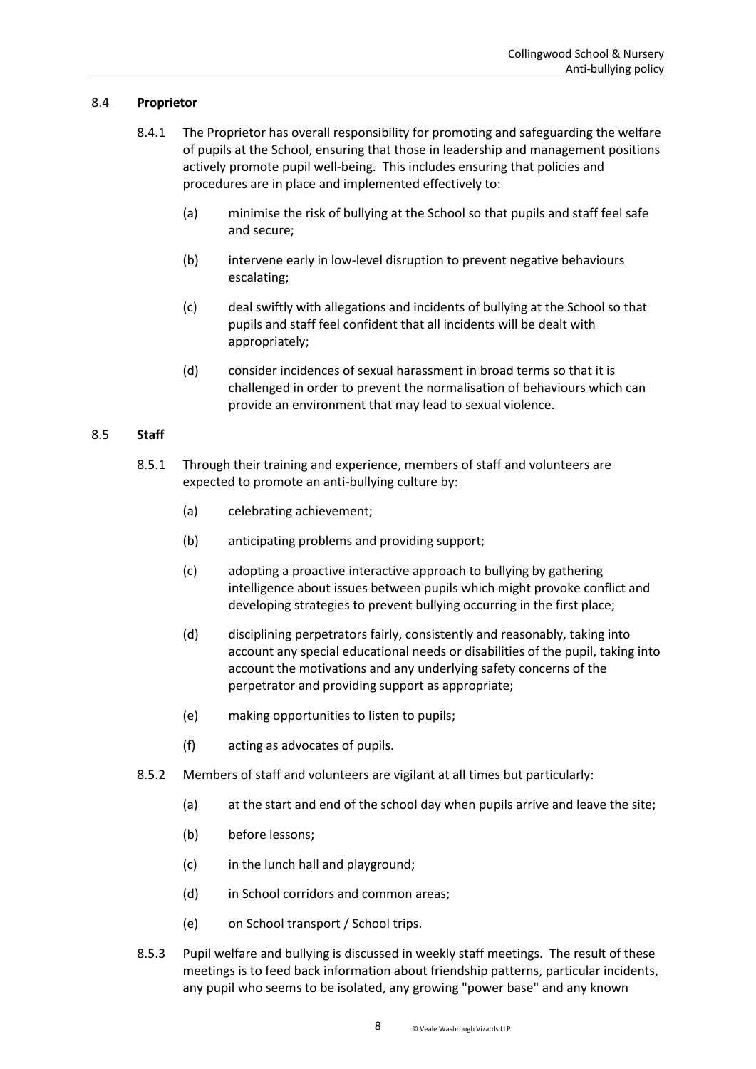### 8.4 **Proprietor**

8.4.1 The Proprietor has overall responsibility for promoting and safeguarding the welfare of pupils at the School, ensuring that those in leadership and management positions actively promote pupil well-being. This includes ensuring that policies and procedures are in place and implemented effectively to:

(a) minimise the risk of bullying at the School so that pupils and staff feel safe and secure;

(b) intervene early in low-level disruption to prevent negative behaviours escalating;

(c) deal swiftly with allegations and incidents of bullying at the School so that pupils and staff feel confident that all incidents will be dealt with appropriately;

(d) consider incidences of sexual harassment in broad terms so that it is challenged in order to prevent the normalisation of behaviours which can provide an environment that may lead to sexual violence.

### 8.5 **Staff**

8.5.1 Through their training and experience, members of staff and volunteers are expected to promote an anti-bullying culture by:

(a) celebrating achievement;

(b) anticipating problems and providing support;

(c) adopting a proactive interactive approach to bullying by gathering intelligence about issues between pupils which might provoke conflict and developing strategies to prevent bullying occurring in the first place;

(d) disciplining perpetrators fairly, consistently and reasonably, taking into account any special educational needs or disabilities of the pupil, taking into account the motivations and any underlying safety concerns of the perpetrator and providing support as appropriate;

(e) making opportunities to listen to pupils;

(f) acting as advocates of pupils.

8.5.2 Members of staff and volunteers are vigilant at all times but particularly:

(a) at the start and end of the school day when pupils arrive and leave the site;

(b) before lessons;

(c) in the lunch hall and playground;

(d) in School corridors and common areas;

(e) on School transport / School trips.

8.5.3 Pupil welfare and bullying is discussed in weekly staff meetings. The result of these meetings is to feed back information about friendship patterns, particular incidents, any pupil who seems to be isolated, any growing "power base" and any known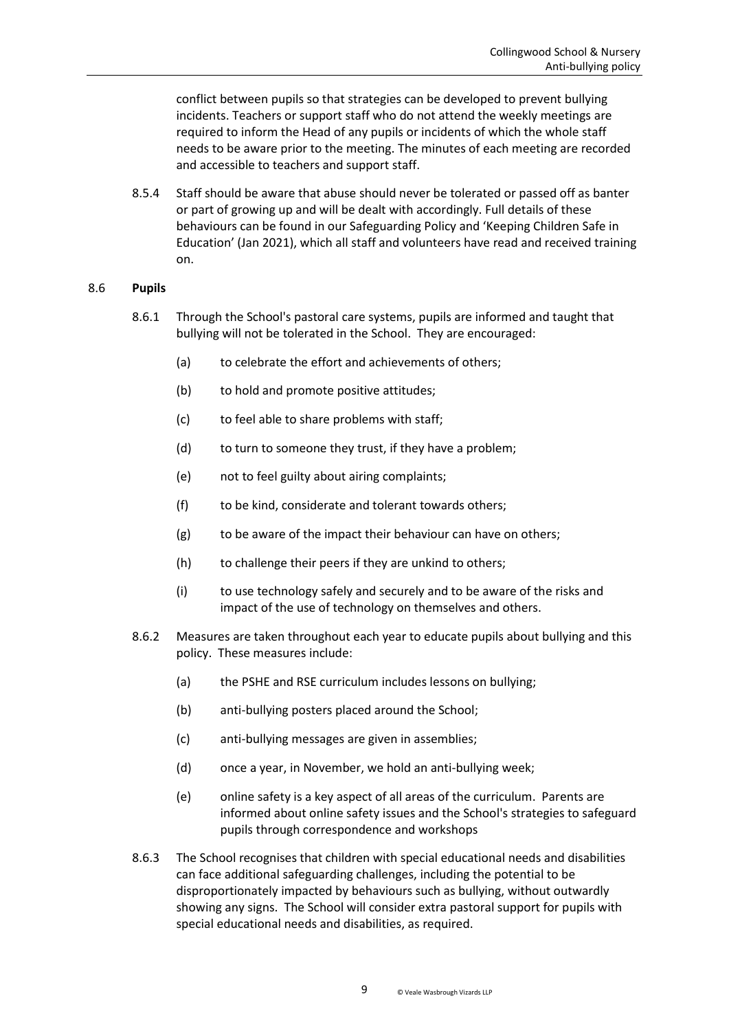conflict between pupils so that strategies can be developed to prevent bullying incidents. Teachers or support staff who do not attend the weekly meetings are required to inform the Head of any pupils or incidents of which the whole staff needs to be aware prior to the meeting. The minutes of each meeting are recorded and accessible to teachers and support staff.

8.5.4 Staff should be aware that abuse should never be tolerated or passed off as banter or part of growing up and will be dealt with accordingly. Full details of these behaviours can be found in our Safeguarding Policy and 'Keeping Children Safe in Education' (Jan 2021), which all staff and volunteers have read and received training on.

8.6 **Pupils**

8.6.1 Through the School's pastoral care systems, pupils are informed and taught that bullying will not be tolerated in the School. They are encouraged:

(a) to celebrate the effort and achievements of others;

(b) to hold and promote positive attitudes;

(c) to feel able to share problems with staff;

(d) to turn to someone they trust, if they have a problem;

(e) not to feel guilty about airing complaints;

(f) to be kind, considerate and tolerant towards others;

(g) to be aware of the impact their behaviour can have on others;

(h) to challenge their peers if they are unkind to others;

(i) to use technology safely and securely and to be aware of the risks and impact of the use of technology on themselves and others.

8.6.2 Measures are taken throughout each year to educate pupils about bullying and this policy. These measures include:

(a) the PSHE and RSE curriculum includes lessons on bullying;

(b) anti-bullying posters placed around the School;

(c) anti-bullying messages are given in assemblies;

(d) once a year, in November, we hold an anti-bullying week;

(e) online safety is a key aspect of all areas of the curriculum. Parents are informed about online safety issues and the School's strategies to safeguard pupils through correspondence and workshops

8.6.3 The School recognises that children with special educational needs and disabilities can face additional safeguarding challenges, including the potential to be disproportionately impacted by behaviours such as bullying, without outwardly showing any signs. The School will consider extra pastoral support for pupils with special educational needs and disabilities, as required.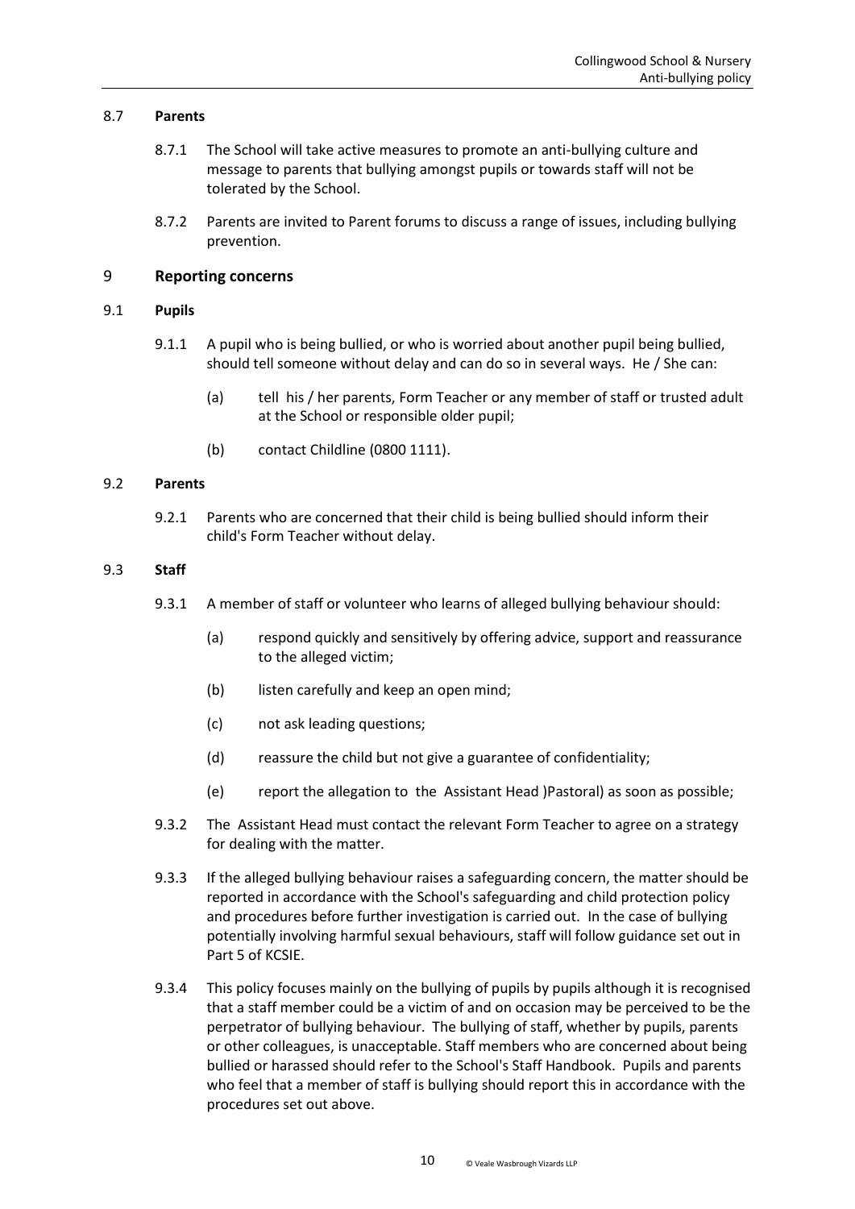### 8.7 **Parents**

8.7.1 The School will take active measures to promote an anti-bullying culture and message to parents that bullying amongst pupils or towards staff will not be tolerated by the School.

8.7.2 Parents are invited to Parent forums to discuss a range of issues, including bullying prevention.

## 9 **Reporting concerns**

### 9.1 **Pupils**

9.1.1 A pupil who is being bullied, or who is worried about another pupil being bullied, should tell someone without delay and can do so in several ways. He / She can:

(a) tell his / her parents, Form Teacher or any member of staff or trusted adult at the School or responsible older pupil;

(b) contact Childline (0800 1111).

### 9.2 **Parents**

9.2.1 Parents who are concerned that their child is being bullied should inform their child's Form Teacher without delay.

### 9.3 **Staff**

9.3.1 A member of staff or volunteer who learns of alleged bullying behaviour should:

(a) respond quickly and sensitively by offering advice, support and reassurance to the alleged victim;

(b) listen carefully and keep an open mind;

(c) not ask leading questions;

(d) reassure the child but not give a guarantee of confidentiality;

(e) report the allegation to the Assistant Head )Pastoral) as soon as possible;

9.3.2 The Assistant Head must contact the relevant Form Teacher to agree on a strategy for dealing with the matter.

9.3.3 If the alleged bullying behaviour raises a safeguarding concern, the matter should be reported in accordance with the School's safeguarding and child protection policy and procedures before further investigation is carried out. In the case of bullying potentially involving harmful sexual behaviours, staff will follow guidance set out in Part 5 of KCSIE.

9.3.4 This policy focuses mainly on the bullying of pupils by pupils although it is recognised that a staff member could be a victim of and on occasion may be perceived to be the perpetrator of bullying behaviour. The bullying of staff, whether by pupils, parents or other colleagues, is unacceptable. Staff members who are concerned about being bullied or harassed should refer to the School's Staff Handbook. Pupils and parents who feel that a member of staff is bullying should report this in accordance with the procedures set out above.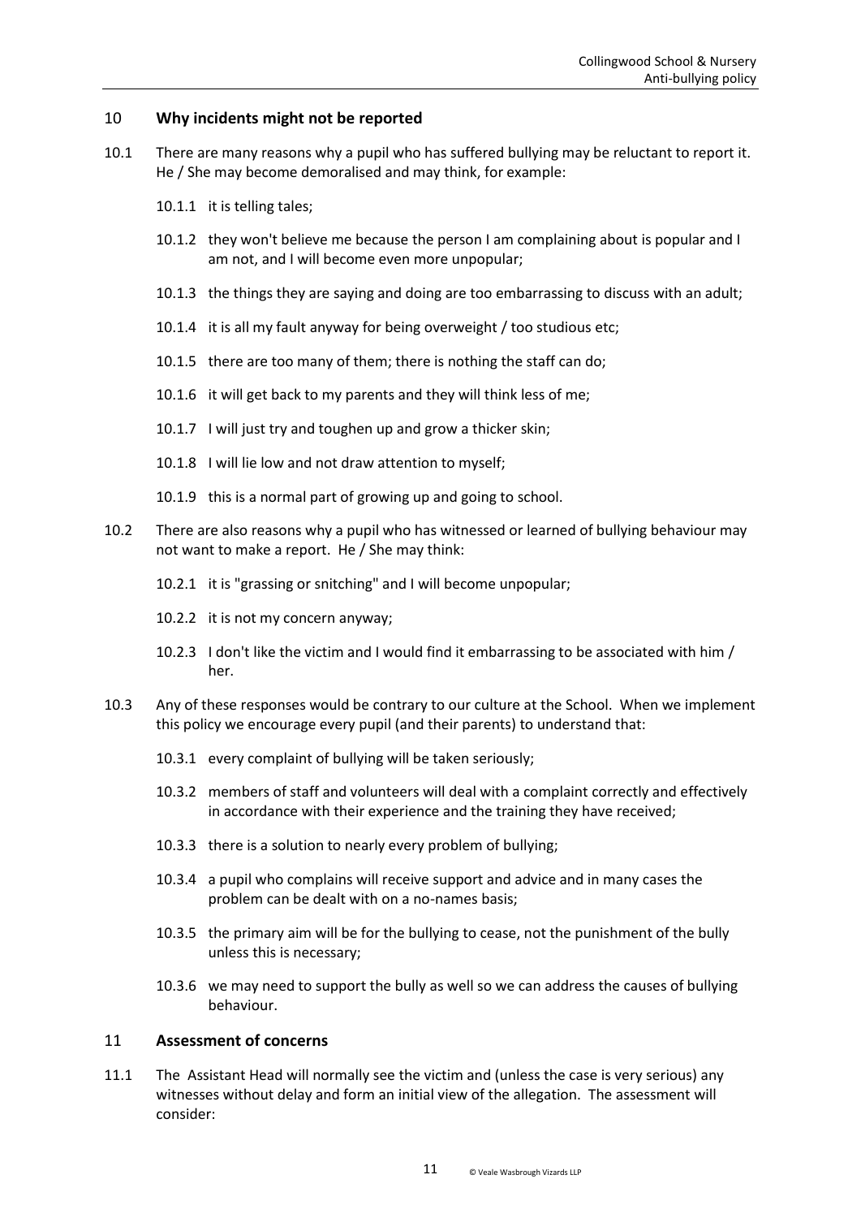## 10 **Why incidents might not be reported**

10.1 There are many reasons why a pupil who has suffered bullying may be reluctant to report it. He / She may become demoralised and may think, for example:

- 10.1.1 it is telling tales;
- 10.1.2 they won't believe me because the person I am complaining about is popular and I am not, and I will become even more unpopular;
- 10.1.3 the things they are saying and doing are too embarrassing to discuss with an adult;
- 10.1.4 it is all my fault anyway for being overweight / too studious etc;
- 10.1.5 there are too many of them; there is nothing the staff can do;
- 10.1.6 it will get back to my parents and they will think less of me;
- 10.1.7 I will just try and toughen up and grow a thicker skin;
- 10.1.8 I will lie low and not draw attention to myself;
- 10.1.9 this is a normal part of growing up and going to school.

10.2 There are also reasons why a pupil who has witnessed or learned of bullying behaviour may not want to make a report. He / She may think:

- 10.2.1 it is "grassing or snitching" and I will become unpopular;
- 10.2.2 it is not my concern anyway;
- 10.2.3 I don't like the victim and I would find it embarrassing to be associated with him / her.

10.3 Any of these responses would be contrary to our culture at the School. When we implement this policy we encourage every pupil (and their parents) to understand that:

- 10.3.1 every complaint of bullying will be taken seriously;
- 10.3.2 members of staff and volunteers will deal with a complaint correctly and effectively in accordance with their experience and the training they have received;
- 10.3.3 there is a solution to nearly every problem of bullying;
- 10.3.4 a pupil who complains will receive support and advice and in many cases the problem can be dealt with on a no-names basis;
- 10.3.5 the primary aim will be for the bullying to cease, not the punishment of the bully unless this is necessary;
- 10.3.6 we may need to support the bully as well so we can address the causes of bullying behaviour.

## 11 **Assessment of concerns**

11.1 The Assistant Head will normally see the victim and (unless the case is very serious) any witnesses without delay and form an initial view of the allegation. The assessment will consider: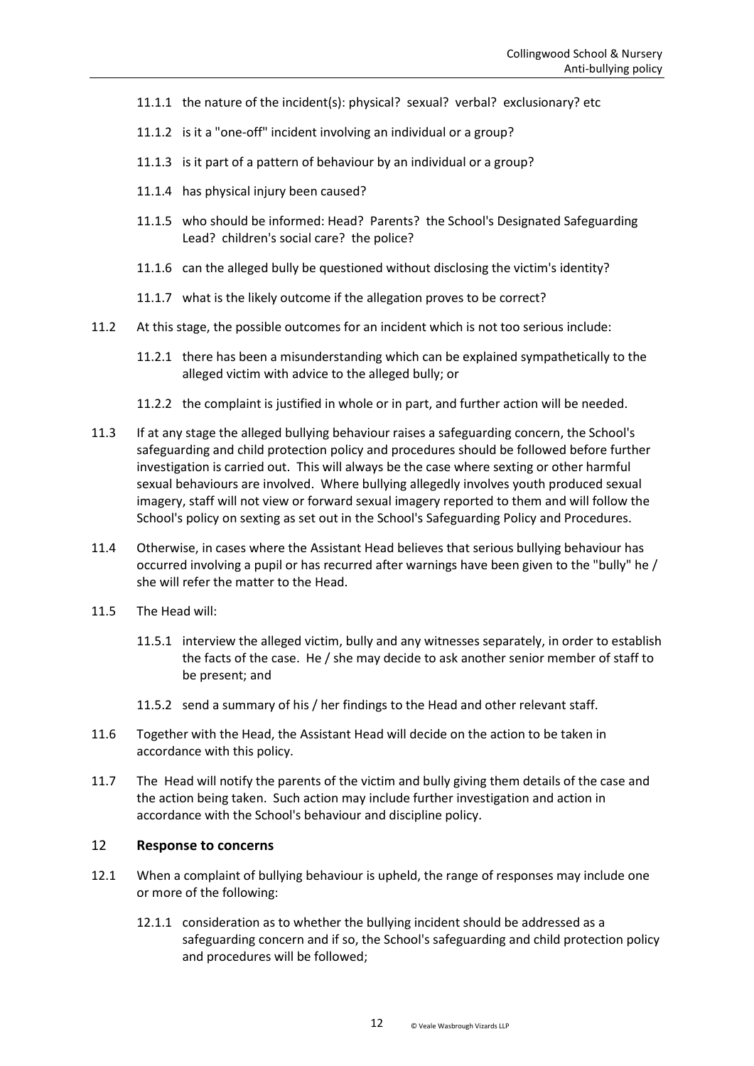- 11.1.1 the nature of the incident(s): physical? sexual? verbal? exclusionary? etc
- 11.1.2 is it a "one-off" incident involving an individual or a group?
- 11.1.3 is it part of a pattern of behaviour by an individual or a group?
- 11.1.4 has physical injury been caused?
- 11.1.5 who should be informed: Head? Parents? the School's Designated Safeguarding Lead? children's social care? the police?
- 11.1.6 can the alleged bully be questioned without disclosing the victim's identity?
- 11.1.7 what is the likely outcome if the allegation proves to be correct?

11.2 At this stage, the possible outcomes for an incident which is not too serious include:

- 11.2.1 there has been a misunderstanding which can be explained sympathetically to the alleged victim with advice to the alleged bully; or
- 11.2.2 the complaint is justified in whole or in part, and further action will be needed.

11.3 If at any stage the alleged bullying behaviour raises a safeguarding concern, the School's safeguarding and child protection policy and procedures should be followed before further investigation is carried out. This will always be the case where sexting or other harmful sexual behaviours are involved. Where bullying allegedly involves youth produced sexual imagery, staff will not view or forward sexual imagery reported to them and will follow the School's policy on sexting as set out in the School's Safeguarding Policy and Procedures.

11.4 Otherwise, in cases where the Assistant Head believes that serious bullying behaviour has occurred involving a pupil or has recurred after warnings have been given to the "bully" he / she will refer the matter to the Head.

11.5 The Head will:

- 11.5.1 interview the alleged victim, bully and any witnesses separately, in order to establish the facts of the case. He / she may decide to ask another senior member of staff to be present; and
- 11.5.2 send a summary of his / her findings to the Head and other relevant staff.

11.6 Together with the Head, the Assistant Head will decide on the action to be taken in accordance with this policy.

11.7 The Head will notify the parents of the victim and bully giving them details of the case and the action being taken. Such action may include further investigation and action in accordance with the School's behaviour and discipline policy.

## 12 Response to concerns

12.1 When a complaint of bullying behaviour is upheld, the range of responses may include one or more of the following:

- 12.1.1 consideration as to whether the bullying incident should be addressed as a safeguarding concern and if so, the School's safeguarding and child protection policy and procedures will be followed;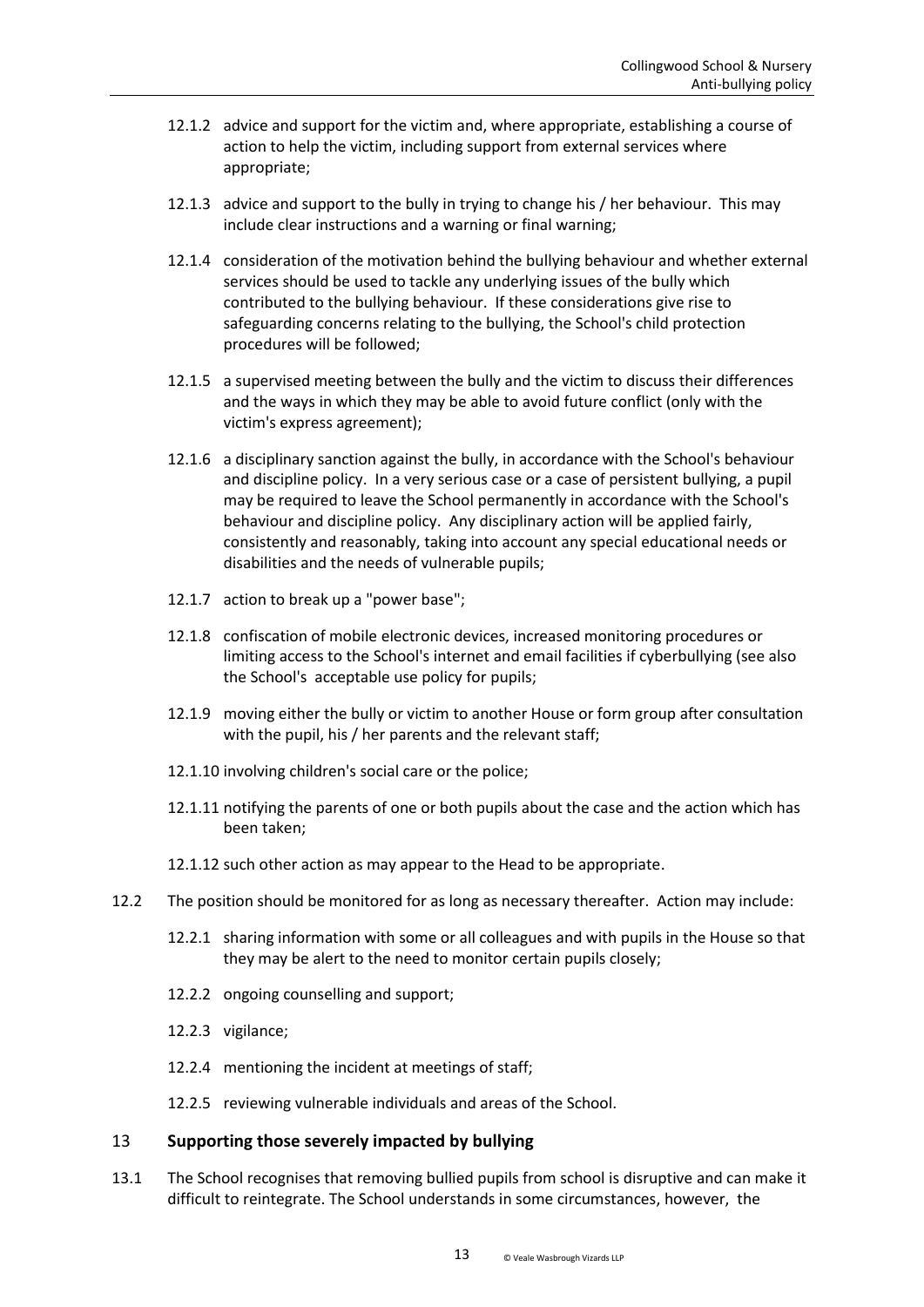12.1.2 advice and support for the victim and, where appropriate, establishing a course of action to help the victim, including support from external services where appropriate;

12.1.3 advice and support to the bully in trying to change his / her behaviour. This may include clear instructions and a warning or final warning;

12.1.4 consideration of the motivation behind the bullying behaviour and whether external services should be used to tackle any underlying issues of the bully which contributed to the bullying behaviour. If these considerations give rise to safeguarding concerns relating to the bullying, the School's child protection procedures will be followed;

12.1.5 a supervised meeting between the bully and the victim to discuss their differences and the ways in which they may be able to avoid future conflict (only with the victim's express agreement);

12.1.6 a disciplinary sanction against the bully, in accordance with the School's behaviour and discipline policy. In a very serious case or a case of persistent bullying, a pupil may be required to leave the School permanently in accordance with the School's behaviour and discipline policy. Any disciplinary action will be applied fairly, consistently and reasonably, taking into account any special educational needs or disabilities and the needs of vulnerable pupils;

12.1.7 action to break up a "power base";

12.1.8 confiscation of mobile electronic devices, increased monitoring procedures or limiting access to the School's internet and email facilities if cyberbullying (see also the School's acceptable use policy for pupils;

12.1.9 moving either the bully or victim to another House or form group after consultation with the pupil, his / her parents and the relevant staff;

12.1.10 involving children's social care or the police;

12.1.11 notifying the parents of one or both pupils about the case and the action which has been taken;

12.1.12 such other action as may appear to the Head to be appropriate.

12.2 The position should be monitored for as long as necessary thereafter. Action may include:

12.2.1 sharing information with some or all colleagues and with pupils in the House so that they may be alert to the need to monitor certain pupils closely;

12.2.2 ongoing counselling and support;

12.2.3 vigilance;

12.2.4 mentioning the incident at meetings of staff;

12.2.5 reviewing vulnerable individuals and areas of the School.

## 13 Supporting those severely impacted by bullying

13.1 The School recognises that removing bullied pupils from school is disruptive and can make it difficult to reintegrate. The School understands in some circumstances, however, the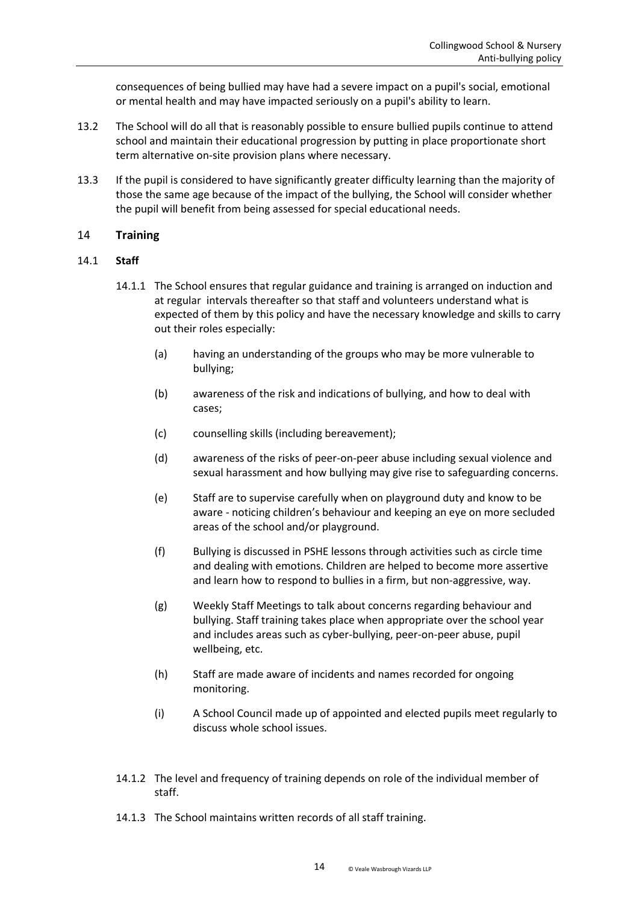consequences of being bullied may have had a severe impact on a pupil's social, emotional or mental health and may have impacted seriously on a pupil's ability to learn.

13.2 The School will do all that is reasonably possible to ensure bullied pupils continue to attend school and maintain their educational progression by putting in place proportionate short term alternative on-site provision plans where necessary.

13.3 If the pupil is considered to have significantly greater difficulty learning than the majority of those the same age because of the impact of the bullying, the School will consider whether the pupil will benefit from being assessed for special educational needs.

## 14 Training

### 14.1 Staff

14.1.1 The School ensures that regular guidance and training is arranged on induction and at regular intervals thereafter so that staff and volunteers understand what is expected of them by this policy and have the necessary knowledge and skills to carry out their roles especially:

(a) having an understanding of the groups who may be more vulnerable to bullying;

(b) awareness of the risk and indications of bullying, and how to deal with cases;

(c) counselling skills (including bereavement);

(d) awareness of the risks of peer-on-peer abuse including sexual violence and sexual harassment and how bullying may give rise to safeguarding concerns.

(e) Staff are to supervise carefully when on playground duty and know to be aware - noticing children's behaviour and keeping an eye on more secluded areas of the school and/or playground.

(f) Bullying is discussed in PSHE lessons through activities such as circle time and dealing with emotions. Children are helped to become more assertive and learn how to respond to bullies in a firm, but non-aggressive, way.

(g) Weekly Staff Meetings to talk about concerns regarding behaviour and bullying. Staff training takes place when appropriate over the school year and includes areas such as cyber-bullying, peer-on-peer abuse, pupil wellbeing, etc.

(h) Staff are made aware of incidents and names recorded for ongoing monitoring.

(i) A School Council made up of appointed and elected pupils meet regularly to discuss whole school issues.

14.1.2 The level and frequency of training depends on role of the individual member of staff.

14.1.3 The School maintains written records of all staff training.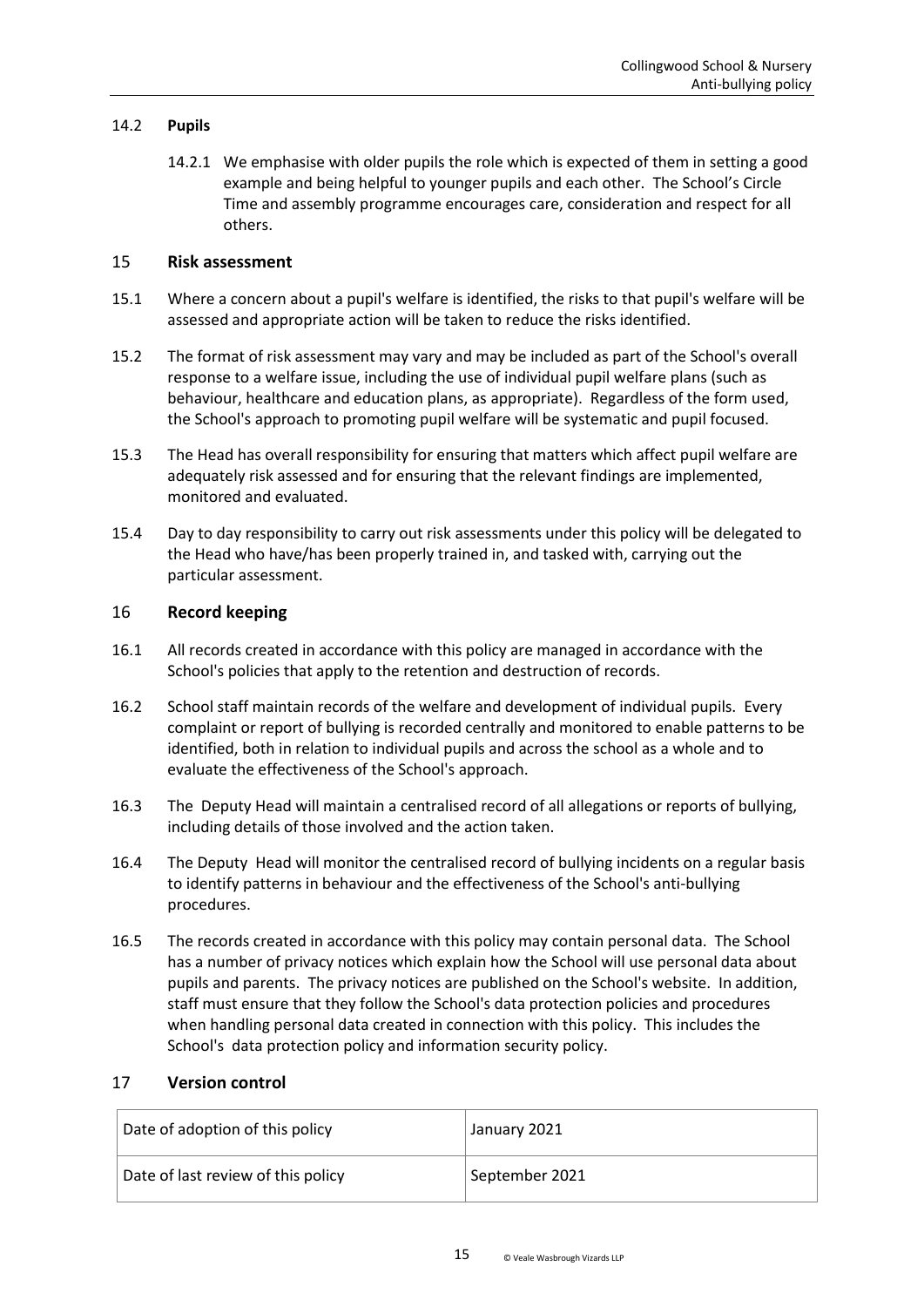### 14.2 **Pupils**

14.2.1 We emphasise with older pupils the role which is expected of them in setting a good example and being helpful to younger pupils and each other. The School's Circle Time and assembly programme encourages care, consideration and respect for all others.

## 15 **Risk assessment**

15.1 Where a concern about a pupil's welfare is identified, the risks to that pupil's welfare will be assessed and appropriate action will be taken to reduce the risks identified.

15.2 The format of risk assessment may vary and may be included as part of the School's overall response to a welfare issue, including the use of individual pupil welfare plans (such as behaviour, healthcare and education plans, as appropriate). Regardless of the form used, the School's approach to promoting pupil welfare will be systematic and pupil focused.

15.3 The Head has overall responsibility for ensuring that matters which affect pupil welfare are adequately risk assessed and for ensuring that the relevant findings are implemented, monitored and evaluated.

15.4 Day to day responsibility to carry out risk assessments under this policy will be delegated to the Head who have/has been properly trained in, and tasked with, carrying out the particular assessment.

## 16 **Record keeping**

16.1 All records created in accordance with this policy are managed in accordance with the School's policies that apply to the retention and destruction of records.

16.2 School staff maintain records of the welfare and development of individual pupils. Every complaint or report of bullying is recorded centrally and monitored to enable patterns to be identified, both in relation to individual pupils and across the school as a whole and to evaluate the effectiveness of the School's approach.

16.3 The Deputy Head will maintain a centralised record of all allegations or reports of bullying, including details of those involved and the action taken.

16.4 The Deputy Head will monitor the centralised record of bullying incidents on a regular basis to identify patterns in behaviour and the effectiveness of the School's anti-bullying procedures.

16.5 The records created in accordance with this policy may contain personal data. The School has a number of privacy notices which explain how the School will use personal data about pupils and parents. The privacy notices are published on the School's website. In addition, staff must ensure that they follow the School's data protection policies and procedures when handling personal data created in connection with this policy. This includes the School's data protection policy and information security policy.

## 17 **Version control**

| Date of adoption of this policy | January 2021 |
|---|---|
| Date of last review of this policy | September 2021 |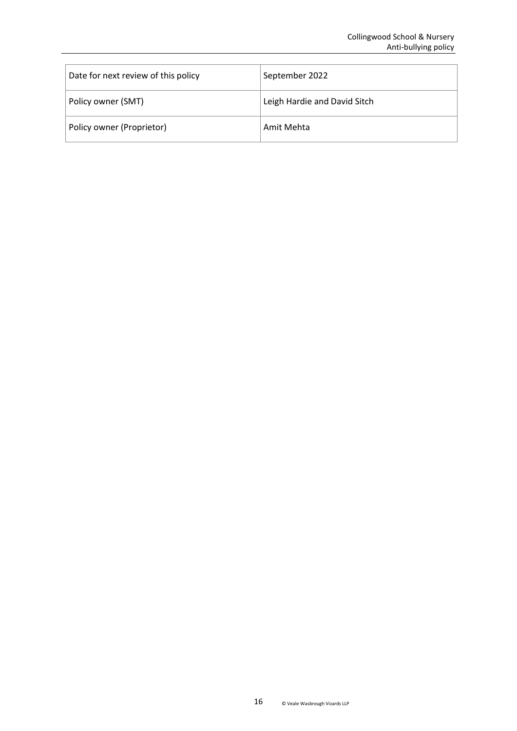| Date for next review of this policy | September 2022 |
| --- | --- |
| Policy owner (SMT) | Leigh Hardie and David Sitch |
| Policy owner (Proprietor) | Amit Mehta |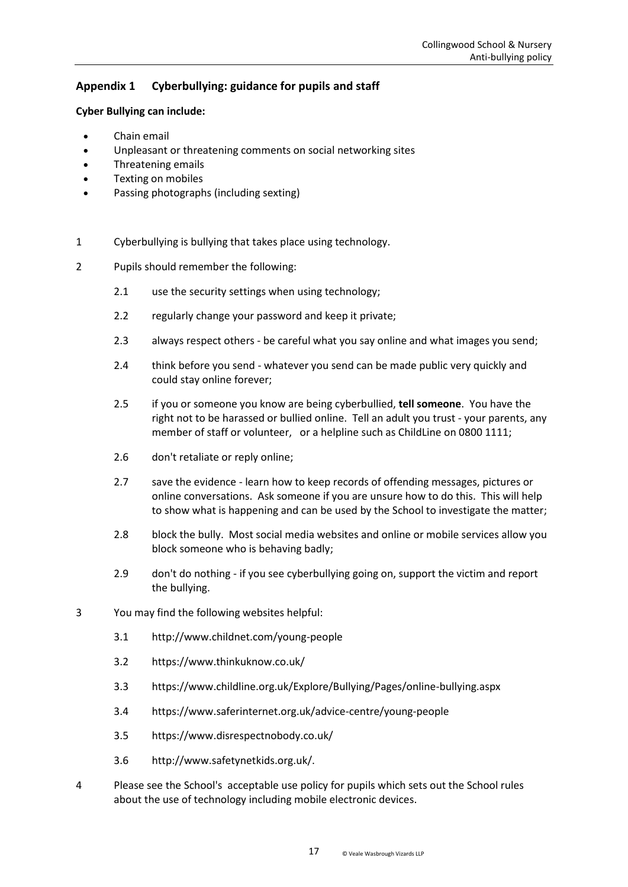## Appendix 1 Cyberbullying: guidance for pupils and staff

**Cyber Bullying can include:**

- Chain email
- Unpleasant or threatening comments on social networking sites
- Threatening emails
- Texting on mobiles
- Passing photographs (including sexting)

1 Cyberbullying is bullying that takes place using technology.

2 Pupils should remember the following:

  2.1 use the security settings when using technology;

  2.2 regularly change your password and keep it private;

  2.3 always respect others - be careful what you say online and what images you send;

  2.4 think before you send - whatever you send can be made public very quickly and could stay online forever;

  2.5 if you or someone you know are being cyberbullied, **tell someone**. You have the right not to be harassed or bullied online. Tell an adult you trust - your parents, any member of staff or volunteer, or a helpline such as ChildLine on 0800 1111;

  2.6 don't retaliate or reply online;

  2.7 save the evidence - learn how to keep records of offending messages, pictures or online conversations. Ask someone if you are unsure how to do this. This will help to show what is happening and can be used by the School to investigate the matter;

  2.8 block the bully. Most social media websites and online or mobile services allow you block someone who is behaving badly;

  2.9 don't do nothing - if you see cyberbullying going on, support the victim and report the bullying.

3 You may find the following websites helpful:

  3.1 http://www.childnet.com/young-people

  3.2 https://www.thinkuknow.co.uk/

  3.3 https://www.childline.org.uk/Explore/Bullying/Pages/online-bullying.aspx

  3.4 https://www.saferinternet.org.uk/advice-centre/young-people

  3.5 https://www.disrespectnobody.co.uk/

  3.6 http://www.safetynetkids.org.uk/.

4 Please see the School's acceptable use policy for pupils which sets out the School rules about the use of technology including mobile electronic devices.

© Veale Wasbrough Vizards LLP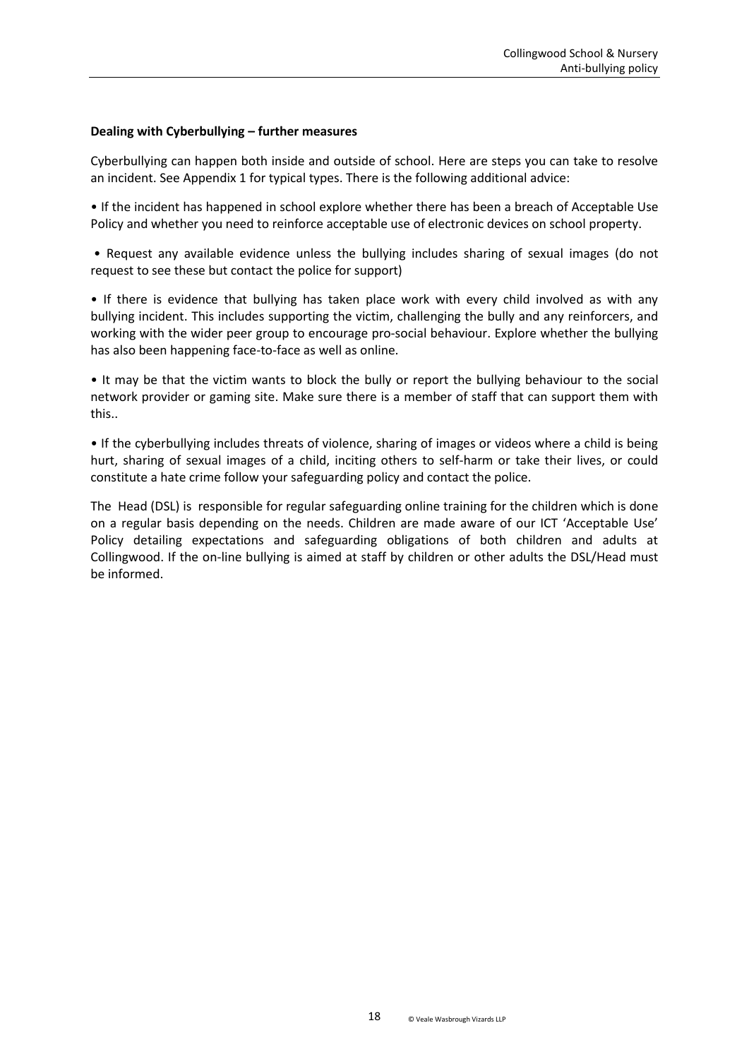**Dealing with Cyberbullying – further measures**

Cyberbullying can happen both inside and outside of school. Here are steps you can take to resolve an incident. See Appendix 1 for typical types. There is the following additional advice:

- If the incident has happened in school explore whether there has been a breach of Acceptable Use Policy and whether you need to reinforce acceptable use of electronic devices on school property.
- Request any available evidence unless the bullying includes sharing of sexual images (do not request to see these but contact the police for support)
- If there is evidence that bullying has taken place work with every child involved as with any bullying incident. This includes supporting the victim, challenging the bully and any reinforcers, and working with the wider peer group to encourage pro-social behaviour. Explore whether the bullying has also been happening face-to-face as well as online.
- It may be that the victim wants to block the bully or report the bullying behaviour to the social network provider or gaming site. Make sure there is a member of staff that can support them with this..
- If the cyberbullying includes threats of violence, sharing of images or videos where a child is being hurt, sharing of sexual images of a child, inciting others to self-harm or take their lives, or could constitute a hate crime follow your safeguarding policy and contact the police.

The Head (DSL) is responsible for regular safeguarding online training for the children which is done on a regular basis depending on the needs. Children are made aware of our ICT 'Acceptable Use' Policy detailing expectations and safeguarding obligations of both children and adults at Collingwood. If the on-line bullying is aimed at staff by children or other adults the DSL/Head must be informed.